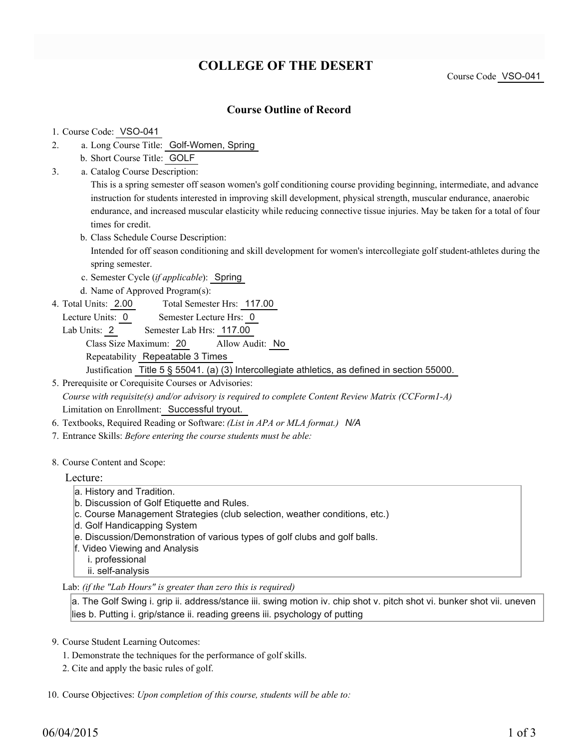# COLLEGE OF THE DESERT

Course Code VSO-041

## Course Outline of Record

1. Course Code: VSO-041
2. a. Long Course Title: Golf-Women, Spring
   b. Short Course Title: GOLF
3. a. Catalog Course Description:
   This is a spring semester off season women's golf conditioning course providing beginning, intermediate, and advance instruction for students interested in improving skill development, physical strength, muscular endurance, anaerobic endurance, and increased muscular elasticity while reducing connective tissue injuries. May be taken for a total of four times for credit.
   b. Class Schedule Course Description:
   Intended for off season conditioning and skill development for women's intercollegiate golf student-athletes during the spring semester.
   c. Semester Cycle (*if applicable*): Spring
   d. Name of Approved Program(s):
4. Total Units: 2.00 Total Semester Hrs: 117.00
   Lecture Units: 0 Semester Lecture Hrs: 0
   Lab Units: 2 Semester Lab Hrs: 117.00
   Class Size Maximum: 20 Allow Audit: No
   Repeatability Repeatable 3 Times
   Justification Title 5 § 55041. (a) (3) Intercollegiate athletics, as defined in section 55000.
5. Prerequisite or Corequisite Courses or Advisories:
   *Course with requisite(s) and/or advisory is required to complete Content Review Matrix (CCForm1-A)*
   Limitation on Enrollment: Successful tryout.
6. Textbooks, Required Reading or Software: *(List in APA or MLA format.)* N/A
7. Entrance Skills: *Before entering the course students must be able:*
8. Course Content and Scope:

Lecture:

a. History and Tradition.
b. Discussion of Golf Etiquette and Rules.
c. Course Management Strategies (club selection, weather conditions, etc.)
d. Golf Handicapping System
e. Discussion/Demonstration of various types of golf clubs and golf balls.
f. Video Viewing and Analysis
   i. professional
   ii. self-analysis

Lab: *(if the "Lab Hours" is greater than zero this is required)*

a. The Golf Swing i. grip ii. address/stance iii. swing motion iv. chip shot v. pitch shot vi. bunker shot vii. uneven lies b. Putting i. grip/stance ii. reading greens iii. psychology of putting

9. Course Student Learning Outcomes:
   1. Demonstrate the techniques for the performance of golf skills.
   2. Cite and apply the basic rules of golf.
10. Course Objectives: *Upon completion of this course, students will be able to:*

06/04/2015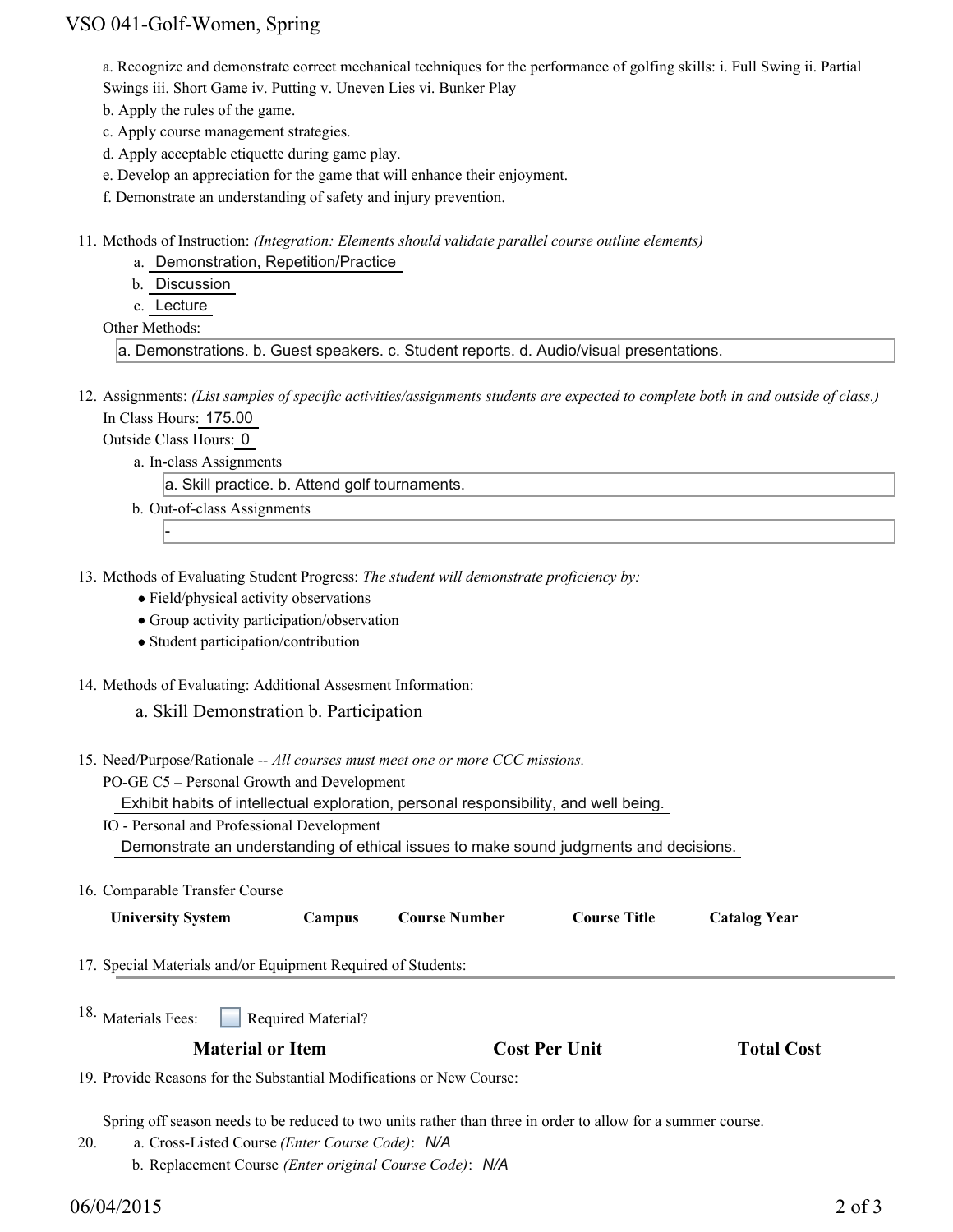a. Recognize and demonstrate correct mechanical techniques for the performance of golfing skills: i. Full Swing ii. Partial Swings iii. Short Game iv. Putting v. Uneven Lies vi. Bunker Play

b. Apply the rules of the game.

c. Apply course management strategies.

d. Apply acceptable etiquette during game play.

e. Develop an appreciation for the game that will enhance their enjoyment.

f. Demonstrate an understanding of safety and injury prevention.

11. Methods of Instruction: *(Integration: Elements should validate parallel course outline elements)*
    a. Demonstration, Repetition/Practice
    b. Discussion
    c. Lecture

    Other Methods:

    a. Demonstrations. b. Guest speakers. c. Student reports. d. Audio/visual presentations.

12. Assignments: *(List samples of specific activities/assignments students are expected to complete both in and outside of class.)*

    In Class Hours: 175.00

    Outside Class Hours: 0

    a. In-class Assignments

    a. Skill practice. b. Attend golf tournaments.

    b. Out-of-class Assignments

    -

13. Methods of Evaluating Student Progress: *The student will demonstrate proficiency by:*
    - Field/physical activity observations
    - Group activity participation/observation
    - Student participation/contribution

14. Methods of Evaluating: Additional Assesment Information:

    a. Skill Demonstration b. Participation

15. Need/Purpose/Rationale -- *All courses must meet one or more CCC missions.*

    PO-GE C5 – Personal Growth and Development

    Exhibit habits of intellectual exploration, personal responsibility, and well being.

    IO - Personal and Professional Development

    Demonstrate an understanding of ethical issues to make sound judgments and decisions.

16. Comparable Transfer Course

| University System | Campus | Course Number | Course Title | Catalog Year |
|---|---|---|---|---|

17. Special Materials and/or Equipment Required of Students:

18. Materials Fees: ☐ Required Material?

| Material or Item | Cost Per Unit | Total Cost |
|---|---|---|

19. Provide Reasons for the Substantial Modifications or New Course:

    Spring off season needs to be reduced to two units rather than three in order to allow for a summer course.

20. a. Cross-Listed Course *(Enter Course Code)*: *N/A*

    b. Replacement Course *(Enter original Course Code)*: *N/A*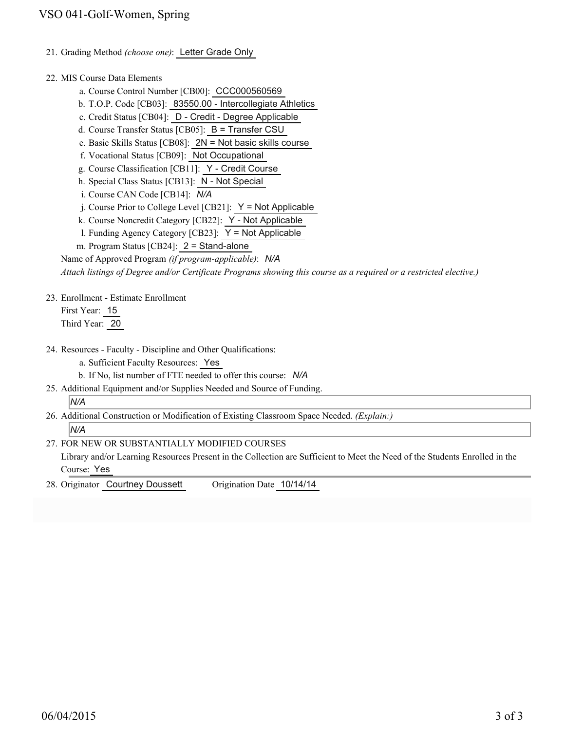21. Grading Method *(choose one)*: Letter Grade Only

22. MIS Course Data Elements
    a. Course Control Number [CB00]: CCC000560569
    b. T.O.P. Code [CB03]: 83550.00 - Intercollegiate Athletics
    c. Credit Status [CB04]: D - Credit - Degree Applicable
    d. Course Transfer Status [CB05]: B = Transfer CSU
    e. Basic Skills Status [CB08]: 2N = Not basic skills course
    f. Vocational Status [CB09]: Not Occupational
    g. Course Classification [CB11]: Y - Credit Course
    h. Special Class Status [CB13]: N - Not Special
    i. Course CAN Code [CB14]: *N/A*
    j. Course Prior to College Level [CB21]: Y = Not Applicable
    k. Course Noncredit Category [CB22]: Y - Not Applicable
    l. Funding Agency Category [CB23]: Y = Not Applicable
    m. Program Status [CB24]: 2 = Stand-alone

    Name of Approved Program *(if program-applicable)*: *N/A*

    *Attach listings of Degree and/or Certificate Programs showing this course as a required or a restricted elective.)*

23. Enrollment - Estimate Enrollment
    First Year: 15
    Third Year: 20

24. Resources - Faculty - Discipline and Other Qualifications:
    a. Sufficient Faculty Resources: Yes
    b. If No, list number of FTE needed to offer this course: *N/A*

25. Additional Equipment and/or Supplies Needed and Source of Funding.
    *N/A*

26. Additional Construction or Modification of Existing Classroom Space Needed. *(Explain:)*
    *N/A*

27. FOR NEW OR SUBSTANTIALLY MODIFIED COURSES
    Library and/or Learning Resources Present in the Collection are Sufficient to Meet the Need of the Students Enrolled in the Course: Yes

28. Originator Courtney Doussett    Origination Date 10/14/14